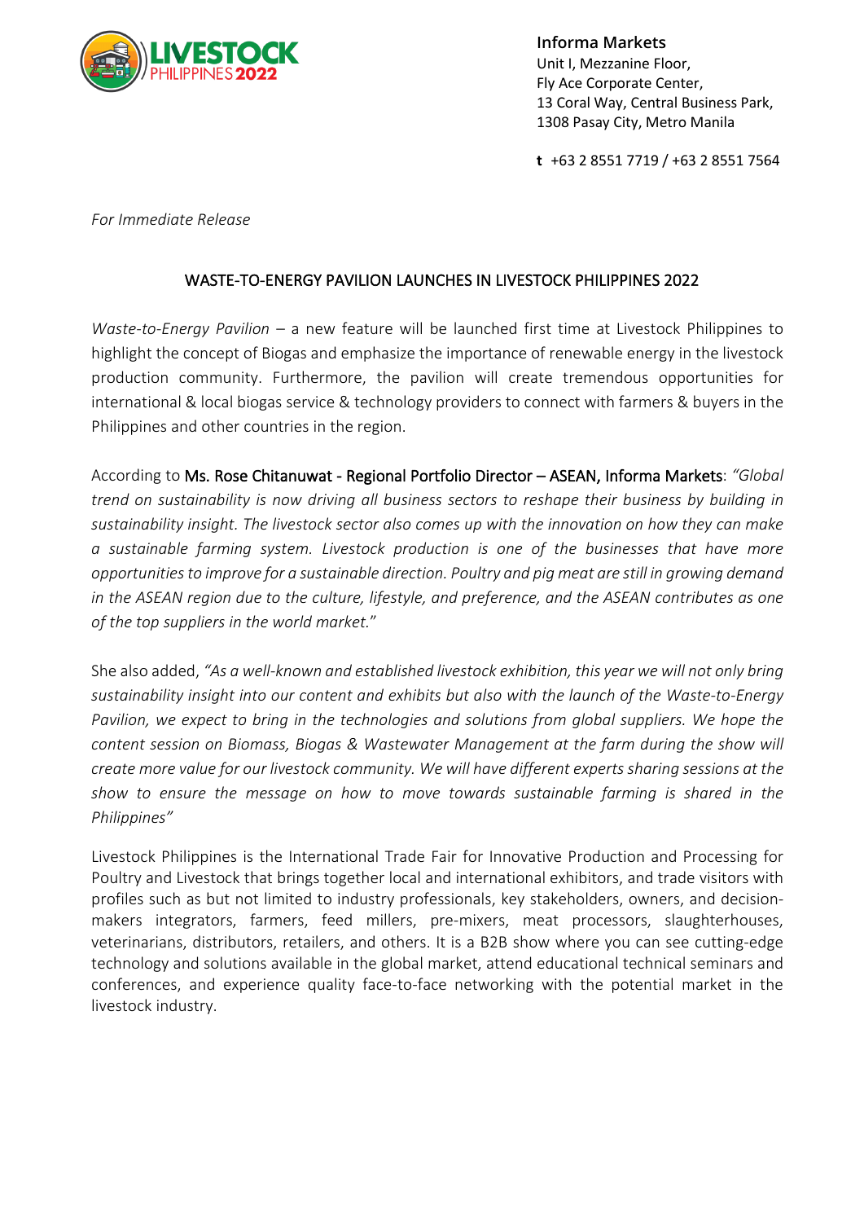**Informa Markets**
Unit I, Mezzanine Floor,
Fly Ace Corporate Center,
13 Coral Way, Central Business Park,
1308 Pasay City, Metro Manila

**t** +63 2 8551 7719 / +63 2 8551 7564

*For Immediate Release*

# WASTE-TO-ENERGY PAVILION LAUNCHES IN LIVESTOCK PHILIPPINES 2022

*Waste-to-Energy Pavilion* – a new feature will be launched first time at Livestock Philippines to highlight the concept of Biogas and emphasize the importance of renewable energy in the livestock production community. Furthermore, the pavilion will create tremendous opportunities for international & local biogas service & technology providers to connect with farmers & buyers in the Philippines and other countries in the region.

According to **Ms. Rose Chitanuwat - Regional Portfolio Director – ASEAN, Informa Markets**: *"Global trend on sustainability is now driving all business sectors to reshape their business by building in sustainability insight. The livestock sector also comes up with the innovation on how they can make a sustainable farming system. Livestock production is one of the businesses that have more opportunities to improve for a sustainable direction. Poultry and pig meat are still in growing demand in the ASEAN region due to the culture, lifestyle, and preference, and the ASEAN contributes as one of the top suppliers in the world market."*

She also added, *"As a well-known and established livestock exhibition, this year we will not only bring sustainability insight into our content and exhibits but also with the launch of the Waste-to-Energy Pavilion, we expect to bring in the technologies and solutions from global suppliers. We hope the content session on Biomass, Biogas & Wastewater Management at the farm during the show will create more value for our livestock community. We will have different experts sharing sessions at the show to ensure the message on how to move towards sustainable farming is shared in the Philippines"*

Livestock Philippines is the International Trade Fair for Innovative Production and Processing for Poultry and Livestock that brings together local and international exhibitors, and trade visitors with profiles such as but not limited to industry professionals, key stakeholders, owners, and decision-makers integrators, farmers, feed millers, pre-mixers, meat processors, slaughterhouses, veterinarians, distributors, retailers, and others. It is a B2B show where you can see cutting-edge technology and solutions available in the global market, attend educational technical seminars and conferences, and experience quality face-to-face networking with the potential market in the livestock industry.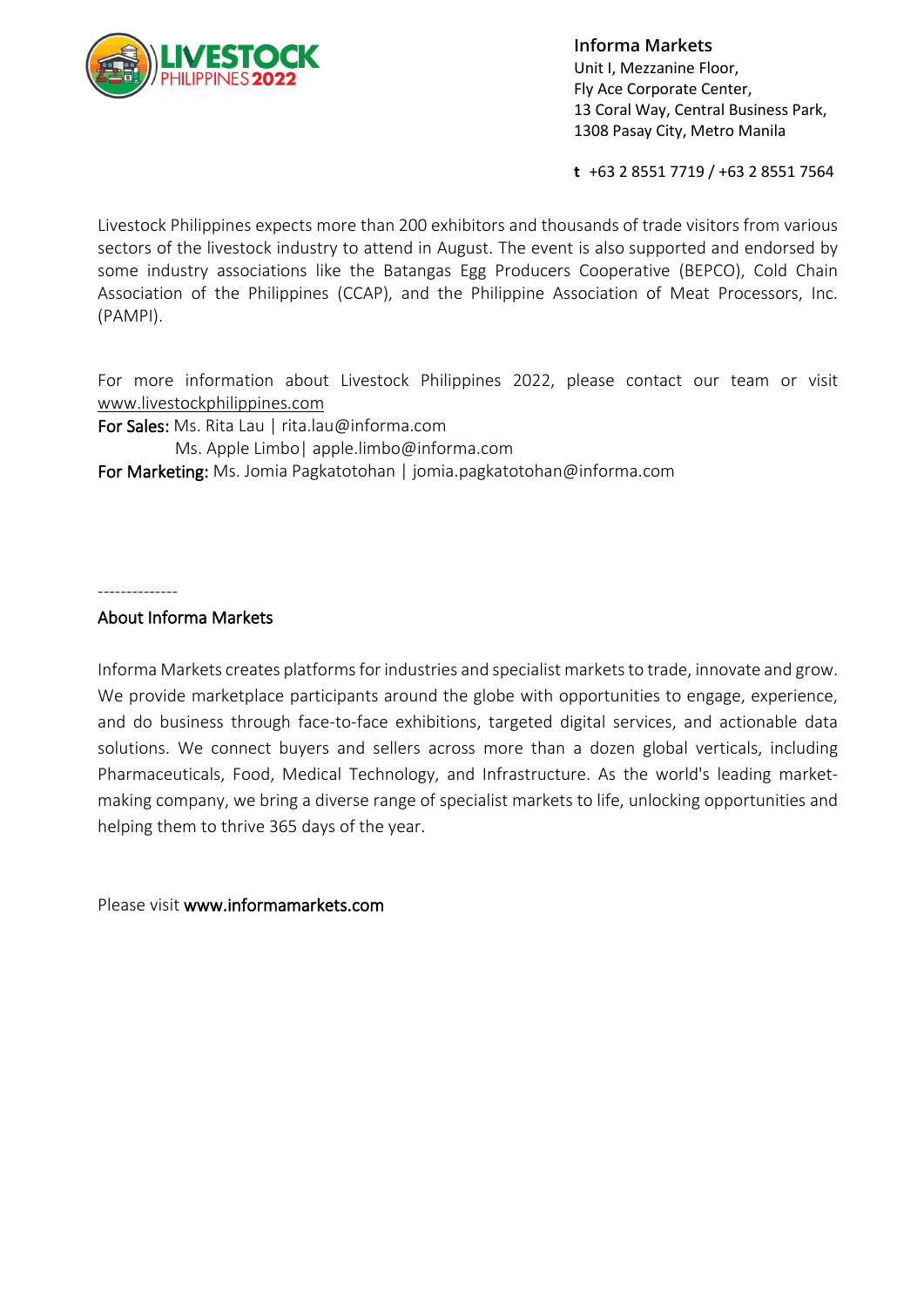**Informa Markets**
Unit I, Mezzanine Floor,
Fly Ace Corporate Center,
13 Coral Way, Central Business Park,
1308 Pasay City, Metro Manila

**t** +63 2 8551 7719 / +63 2 8551 7564

Livestock Philippines expects more than 200 exhibitors and thousands of trade visitors from various sectors of the livestock industry to attend in August. The event is also supported and endorsed by some industry associations like the Batangas Egg Producers Cooperative (BEPCO), Cold Chain Association of the Philippines (CCAP), and the Philippine Association of Meat Processors, Inc. (PAMPI).

For more information about Livestock Philippines 2022, please contact our team or visit www.livestockphilippines.com

**For Sales:** Ms. Rita Lau | rita.lau@informa.com
Ms. Apple Limbo| apple.limbo@informa.com

**For Marketing:** Ms. Jomia Pagkatotohan | jomia.pagkatotohan@informa.com

--------------

**About Informa Markets**

Informa Markets creates platforms for industries and specialist markets to trade, innovate and grow. We provide marketplace participants around the globe with opportunities to engage, experience, and do business through face-to-face exhibitions, targeted digital services, and actionable data solutions. We connect buyers and sellers across more than a dozen global verticals, including Pharmaceuticals, Food, Medical Technology, and Infrastructure. As the world's leading market-making company, we bring a diverse range of specialist markets to life, unlocking opportunities and helping them to thrive 365 days of the year.

Please visit **www.informamarkets.com**